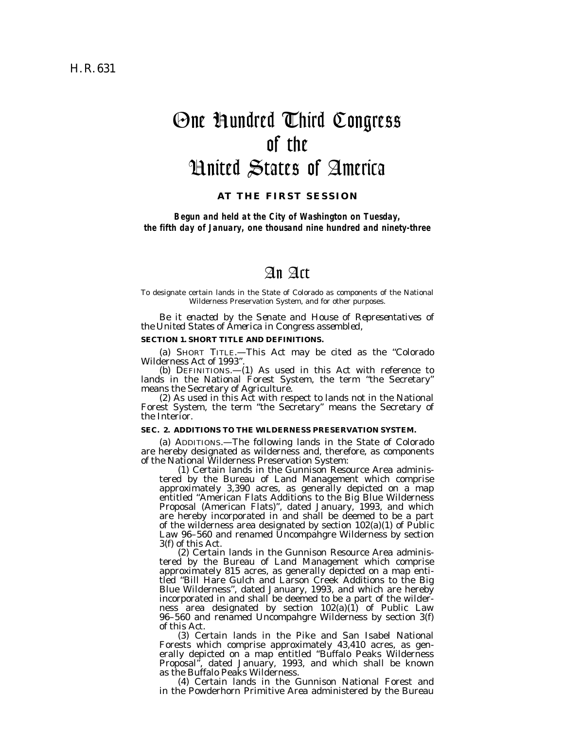H. R. 631

# One Hundred Third Congress of the United States of America

**AT THE FIRST SESSION**

***Begun and held at the City of Washington on Tuesday, the fifth day of January, one thousand nine hundred and ninety-three***

# An Act

To designate certain lands in the State of Colorado as components of the National Wilderness Preservation System, and for other purposes.

*Be it enacted by the Senate and House of Representatives of the United States of America in Congress assembled,*

**SECTION 1. SHORT TITLE AND DEFINITIONS.**

(a) SHORT TITLE.—This Act may be cited as the "Colorado Wilderness Act of 1993".

(b) DEFINITIONS.—(1) As used in this Act with reference to lands in the National Forest System, the term "the Secretary" means the Secretary of Agriculture.

(2) As used in this Act with respect to lands not in the National Forest System, the term "the Secretary" means the Secretary of the Interior.

**SEC. 2. ADDITIONS TO THE WILDERNESS PRESERVATION SYSTEM.**

(a) ADDITIONS.—The following lands in the State of Colorado are hereby designated as wilderness and, therefore, as components of the National Wilderness Preservation System:

(1) Certain lands in the Gunnison Resource Area administered by the Bureau of Land Management which comprise approximately 3,390 acres, as generally depicted on a map entitled "American Flats Additions to the Big Blue Wilderness Proposal (American Flats)", dated January, 1993, and which are hereby incorporated in and shall be deemed to be a part of the wilderness area designated by section 102(a)(1) of Public Law 96–560 and renamed Uncompahgre Wilderness by section 3(f) of this Act.

(2) Certain lands in the Gunnison Resource Area administered by the Bureau of Land Management which comprise approximately 815 acres, as generally depicted on a map entitled "Bill Hare Gulch and Larson Creek Additions to the Big Blue Wilderness", dated January, 1993, and which are hereby incorporated in and shall be deemed to be a part of the wilderness area designated by section 102(a)(1) of Public Law 96–560 and renamed Uncompahgre Wilderness by section 3(f) of this Act.

(3) Certain lands in the Pike and San Isabel National Forests which comprise approximately 43,410 acres, as generally depicted on a map entitled "Buffalo Peaks Wilderness Proposal", dated January, 1993, and which shall be known as the Buffalo Peaks Wilderness.

(4) Certain lands in the Gunnison National Forest and in the Powderhorn Primitive Area administered by the Bureau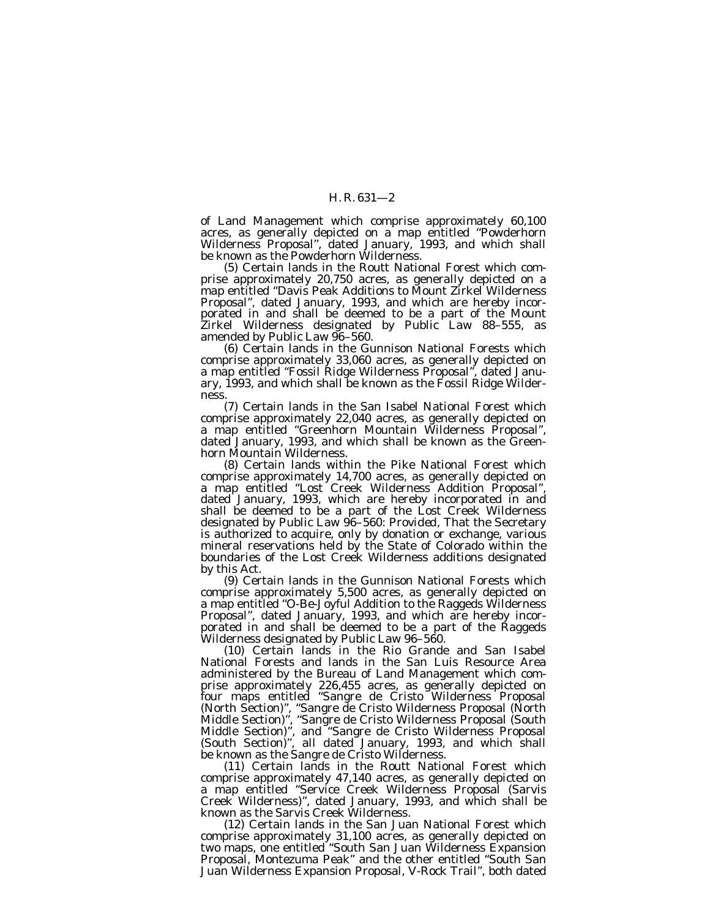of Land Management which comprise approximately 60,100 acres, as generally depicted on a map entitled "Powderhorn Wilderness Proposal", dated January, 1993, and which shall be known as the Powderhorn Wilderness.

(5) Certain lands in the Routt National Forest which comprise approximately 20,750 acres, as generally depicted on a map entitled "Davis Peak Additions to Mount Zirkel Wilderness Proposal", dated January, 1993, and which are hereby incorporated in and shall be deemed to be a part of the Mount Zirkel Wilderness designated by Public Law 88–555, as amended by Public Law 96–560.

(6) Certain lands in the Gunnison National Forests which comprise approximately 33,060 acres, as generally depicted on a map entitled "Fossil Ridge Wilderness Proposal", dated January, 1993, and which shall be known as the Fossil Ridge Wilderness.

(7) Certain lands in the San Isabel National Forest which comprise approximately 22,040 acres, as generally depicted on a map entitled "Greenhorn Mountain Wilderness Proposal", dated January, 1993, and which shall be known as the Greenhorn Mountain Wilderness.

(8) Certain lands within the Pike National Forest which comprise approximately 14,700 acres, as generally depicted on a map entitled "Lost Creek Wilderness Addition Proposal", dated January, 1993, which are hereby incorporated in and shall be deemed to be a part of the Lost Creek Wilderness designated by Public Law 96–560: *Provided*, That the Secretary is authorized to acquire, only by donation or exchange, various mineral reservations held by the State of Colorado within the boundaries of the Lost Creek Wilderness additions designated by this Act.

(9) Certain lands in the Gunnison National Forests which comprise approximately 5,500 acres, as generally depicted on a map entitled "O-Be-Joyful Addition to the Raggeds Wilderness Proposal", dated January, 1993, and which are hereby incorporated in and shall be deemed to be a part of the Raggeds Wilderness designated by Public Law 96–560.

(10) Certain lands in the Rio Grande and San Isabel National Forests and lands in the San Luis Resource Area administered by the Bureau of Land Management which comprise approximately 226,455 acres, as generally depicted on four maps entitled "Sangre de Cristo Wilderness Proposal (North Section)", "Sangre de Cristo Wilderness Proposal (North Middle Section)", "Sangre de Cristo Wilderness Proposal (South Middle Section)", and "Sangre de Cristo Wilderness Proposal (South Section)", all dated January, 1993, and which shall be known as the Sangre de Cristo Wilderness.

(11) Certain lands in the Routt National Forest which comprise approximately 47,140 acres, as generally depicted on a map entitled "Service Creek Wilderness Proposal (Sarvis Creek Wilderness)", dated January, 1993, and which shall be known as the Sarvis Creek Wilderness.

(12) Certain lands in the San Juan National Forest which comprise approximately 31,100 acres, as generally depicted on two maps, one entitled "South San Juan Wilderness Expansion Proposal, Montezuma Peak" and the other entitled "South San Juan Wilderness Expansion Proposal, V-Rock Trail", both dated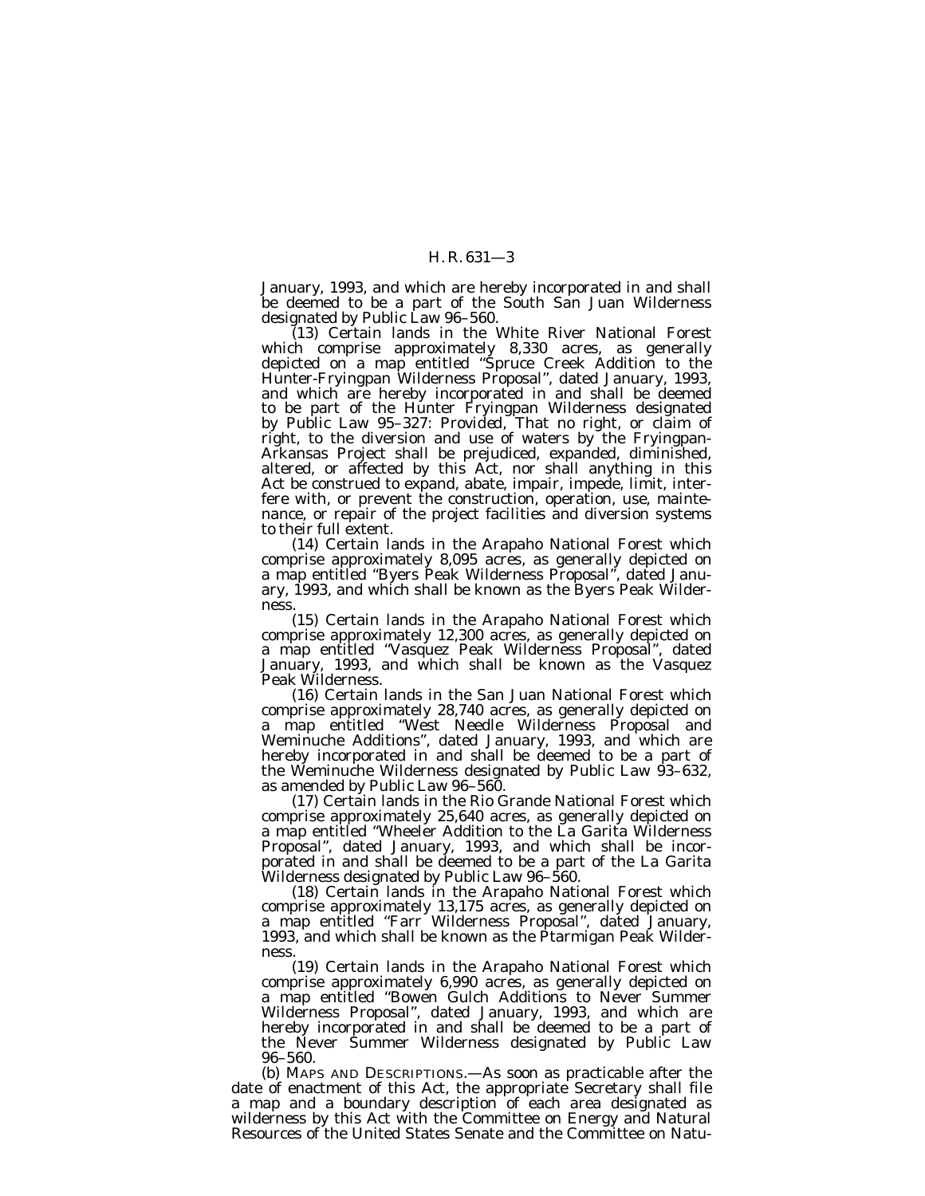January, 1993, and which are hereby incorporated in and shall be deemed to be a part of the South San Juan Wilderness designated by Public Law 96–560.

(13) Certain lands in the White River National Forest which comprise approximately 8,330 acres, as generally depicted on a map entitled "Spruce Creek Addition to the Hunter-Fryingpan Wilderness Proposal", dated January, 1993, and which are hereby incorporated in and shall be deemed to be part of the Hunter Fryingpan Wilderness designated by Public Law 95–327: *Provided*, That no right, or claim of right, to the diversion and use of waters by the Fryingpan-Arkansas Project shall be prejudiced, expanded, diminished, altered, or affected by this Act, nor shall anything in this Act be construed to expand, abate, impair, impede, limit, interfere with, or prevent the construction, operation, use, maintenance, or repair of the project facilities and diversion systems to their full extent.

(14) Certain lands in the Arapaho National Forest which comprise approximately 8,095 acres, as generally depicted on a map entitled "Byers Peak Wilderness Proposal", dated January, 1993, and which shall be known as the Byers Peak Wilderness.

(15) Certain lands in the Arapaho National Forest which comprise approximately 12,300 acres, as generally depicted on a map entitled "Vasquez Peak Wilderness Proposal", dated January, 1993, and which shall be known as the Vasquez Peak Wilderness.

(16) Certain lands in the San Juan National Forest which comprise approximately 28,740 acres, as generally depicted on a map entitled "West Needle Wilderness Proposal and Weminuche Additions", dated January, 1993, and which are hereby incorporated in and shall be deemed to be a part of the Weminuche Wilderness designated by Public Law 93–632, as amended by Public Law 96–560.

(17) Certain lands in the Rio Grande National Forest which comprise approximately 25,640 acres, as generally depicted on a map entitled "Wheeler Addition to the La Garita Wilderness Proposal", dated January, 1993, and which shall be incorporated in and shall be deemed to be a part of the La Garita Wilderness designated by Public Law 96–560.

(18) Certain lands in the Arapaho National Forest which comprise approximately 13,175 acres, as generally depicted on a map entitled "Farr Wilderness Proposal", dated January, 1993, and which shall be known as the Ptarmigan Peak Wilderness.

(19) Certain lands in the Arapaho National Forest which comprise approximately 6,990 acres, as generally depicted on a map entitled "Bowen Gulch Additions to Never Summer Wilderness Proposal", dated January, 1993, and which are hereby incorporated in and shall be deemed to be a part of the Never Summer Wilderness designated by Public Law 96–560.

(b) MAPS AND DESCRIPTIONS.—As soon as practicable after the date of enactment of this Act, the appropriate Secretary shall file a map and a boundary description of each area designated as wilderness by this Act with the Committee on Energy and Natural Resources of the United States Senate and the Committee on Natu-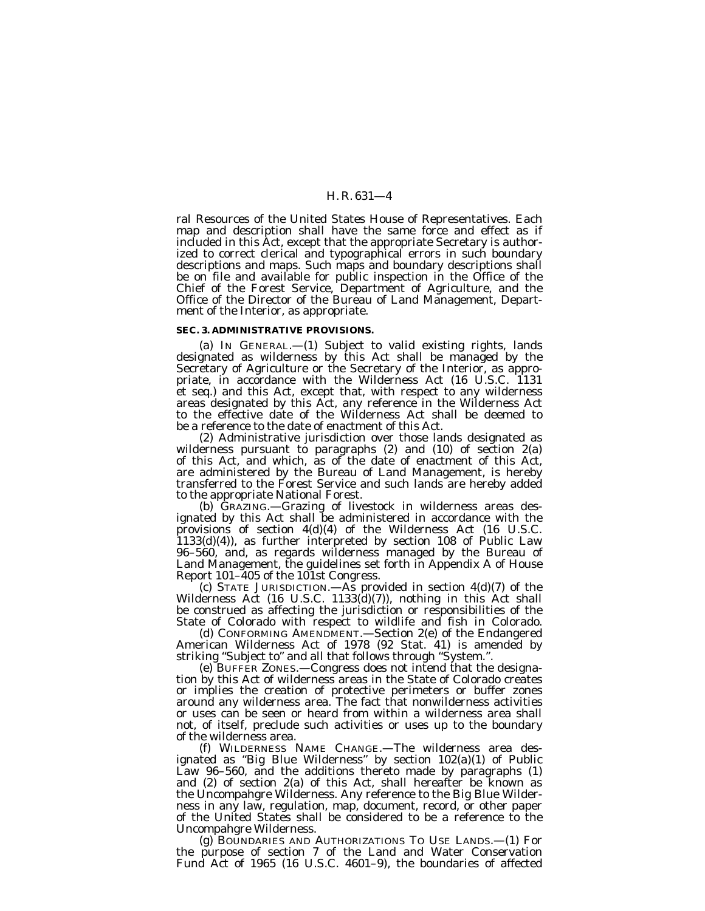ral Resources of the United States House of Representatives. Each map and description shall have the same force and effect as if included in this Act, except that the appropriate Secretary is authorized to correct clerical and typographical errors in such boundary descriptions and maps. Such maps and boundary descriptions shall be on file and available for public inspection in the Office of the Chief of the Forest Service, Department of Agriculture, and the Office of the Director of the Bureau of Land Management, Department of the Interior, as appropriate.

**SEC. 3. ADMINISTRATIVE PROVISIONS.**

(a) IN GENERAL.—(1) Subject to valid existing rights, lands designated as wilderness by this Act shall be managed by the Secretary of Agriculture or the Secretary of the Interior, as appropriate, in accordance with the Wilderness Act (16 U.S.C. 1131 et seq.) and this Act, except that, with respect to any wilderness areas designated by this Act, any reference in the Wilderness Act to the effective date of the Wilderness Act shall be deemed to be a reference to the date of enactment of this Act.

(2) Administrative jurisdiction over those lands designated as wilderness pursuant to paragraphs (2) and (10) of section 2(a) of this Act, and which, as of the date of enactment of this Act, are administered by the Bureau of Land Management, is hereby transferred to the Forest Service and such lands are hereby added to the appropriate National Forest.

(b) GRAZING.—Grazing of livestock in wilderness areas designated by this Act shall be administered in accordance with the provisions of section 4(d)(4) of the Wilderness Act (16 U.S.C. 1133(d)(4)), as further interpreted by section 108 of Public Law 96–560, and, as regards wilderness managed by the Bureau of Land Management, the guidelines set forth in Appendix A of House Report 101–405 of the 101st Congress.

(c) STATE JURISDICTION.—As provided in section 4(d)(7) of the Wilderness Act (16 U.S.C. 1133(d)(7)), nothing in this Act shall be construed as affecting the jurisdiction or responsibilities of the State of Colorado with respect to wildlife and fish in Colorado.

(d) CONFORMING AMENDMENT.—Section 2(e) of the Endangered American Wilderness Act of 1978 (92 Stat. 41) is amended by striking "Subject to" and all that follows through "System.".

(e) BUFFER ZONES.—Congress does not intend that the designation by this Act of wilderness areas in the State of Colorado creates or implies the creation of protective perimeters or buffer zones around any wilderness area. The fact that nonwilderness activities or uses can be seen or heard from within a wilderness area shall not, of itself, preclude such activities or uses up to the boundary of the wilderness area.

(f) WILDERNESS NAME CHANGE.—The wilderness area designated as "Big Blue Wilderness" by section 102(a)(1) of Public Law 96–560, and the additions thereto made by paragraphs (1) and (2) of section 2(a) of this Act, shall hereafter be known as the Uncompahgre Wilderness. Any reference to the Big Blue Wilderness in any law, regulation, map, document, record, or other paper of the United States shall be considered to be a reference to the Uncompahgre Wilderness.

(g) BOUNDARIES AND AUTHORIZATIONS TO USE LANDS.—(1) For the purpose of section 7 of the Land and Water Conservation Fund Act of 1965 (16 U.S.C. 4601–9), the boundaries of affected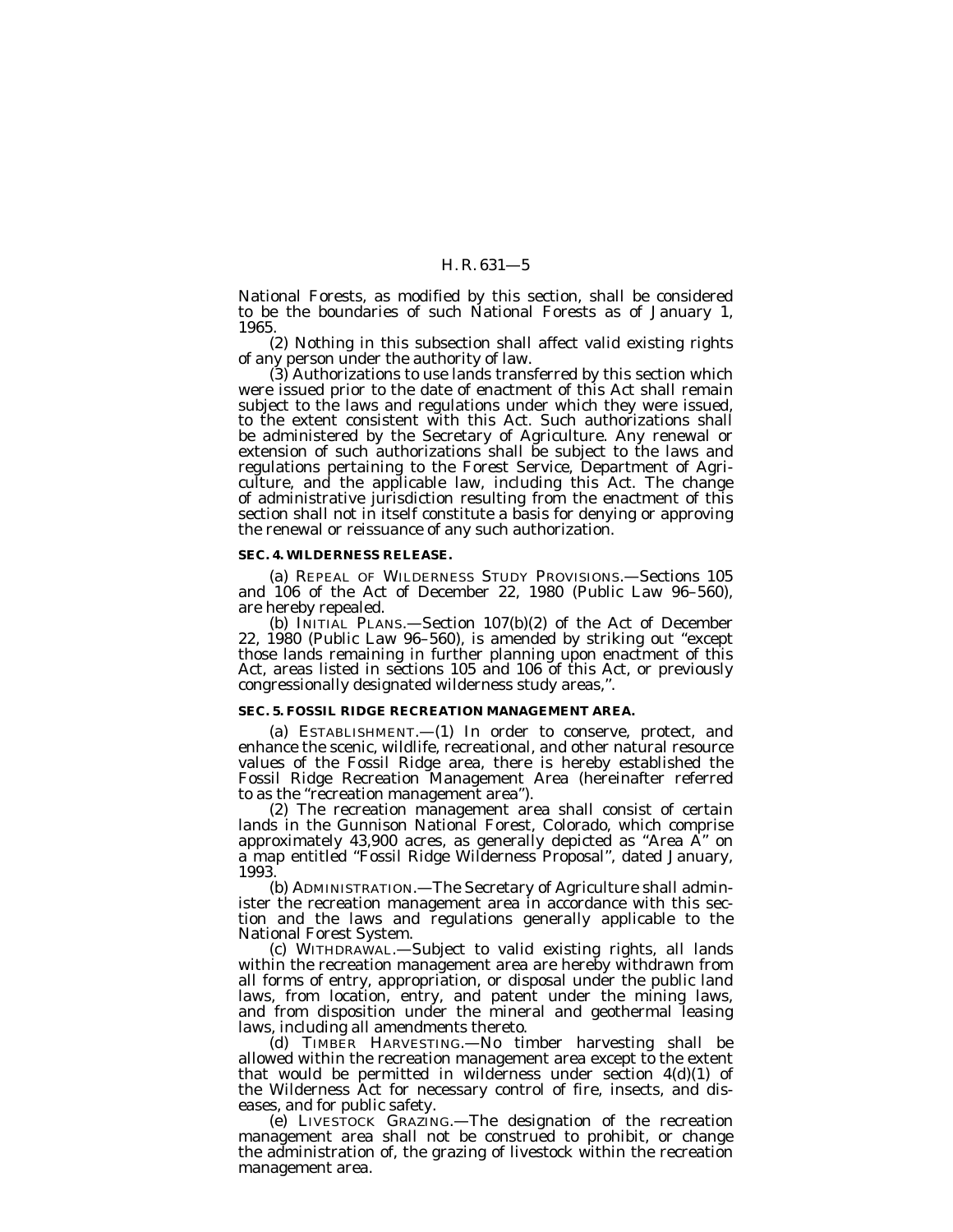National Forests, as modified by this section, shall be considered to be the boundaries of such National Forests as of January 1, 1965.

(2) Nothing in this subsection shall affect valid existing rights of any person under the authority of law.

(3) Authorizations to use lands transferred by this section which were issued prior to the date of enactment of this Act shall remain subject to the laws and regulations under which they were issued, to the extent consistent with this Act. Such authorizations shall be administered by the Secretary of Agriculture. Any renewal or extension of such authorizations shall be subject to the laws and regulations pertaining to the Forest Service, Department of Agriculture, and the applicable law, including this Act. The change of administrative jurisdiction resulting from the enactment of this section shall not in itself constitute a basis for denying or approving the renewal or reissuance of any such authorization.

**SEC. 4. WILDERNESS RELEASE.**

(a) REPEAL OF WILDERNESS STUDY PROVISIONS.—Sections 105 and 106 of the Act of December 22, 1980 (Public Law 96–560), are hereby repealed.

(b) INITIAL PLANS.—Section 107(b)(2) of the Act of December 22, 1980 (Public Law 96–560), is amended by striking out "except those lands remaining in further planning upon enactment of this Act, areas listed in sections 105 and 106 of this Act, or previously congressionally designated wilderness study areas,".

**SEC. 5. FOSSIL RIDGE RECREATION MANAGEMENT AREA.**

(a) ESTABLISHMENT.—(1) In order to conserve, protect, and enhance the scenic, wildlife, recreational, and other natural resource values of the Fossil Ridge area, there is hereby established the Fossil Ridge Recreation Management Area (hereinafter referred to as the "recreation management area").

(2) The recreation management area shall consist of certain lands in the Gunnison National Forest, Colorado, which comprise approximately 43,900 acres, as generally depicted as "Area A" on a map entitled "Fossil Ridge Wilderness Proposal", dated January, 1993.

(b) ADMINISTRATION.—The Secretary of Agriculture shall administer the recreation management area in accordance with this section and the laws and regulations generally applicable to the National Forest System.

(c) WITHDRAWAL.—Subject to valid existing rights, all lands within the recreation management area are hereby withdrawn from all forms of entry, appropriation, or disposal under the public land laws, from location, entry, and patent under the mining laws, and from disposition under the mineral and geothermal leasing laws, including all amendments thereto.

(d) TIMBER HARVESTING.—No timber harvesting shall be allowed within the recreation management area except to the extent that would be permitted in wilderness under section 4(d)(1) of the Wilderness Act for necessary control of fire, insects, and diseases, and for public safety.

(e) LIVESTOCK GRAZING.—The designation of the recreation management area shall not be construed to prohibit, or change the administration of, the grazing of livestock within the recreation management area.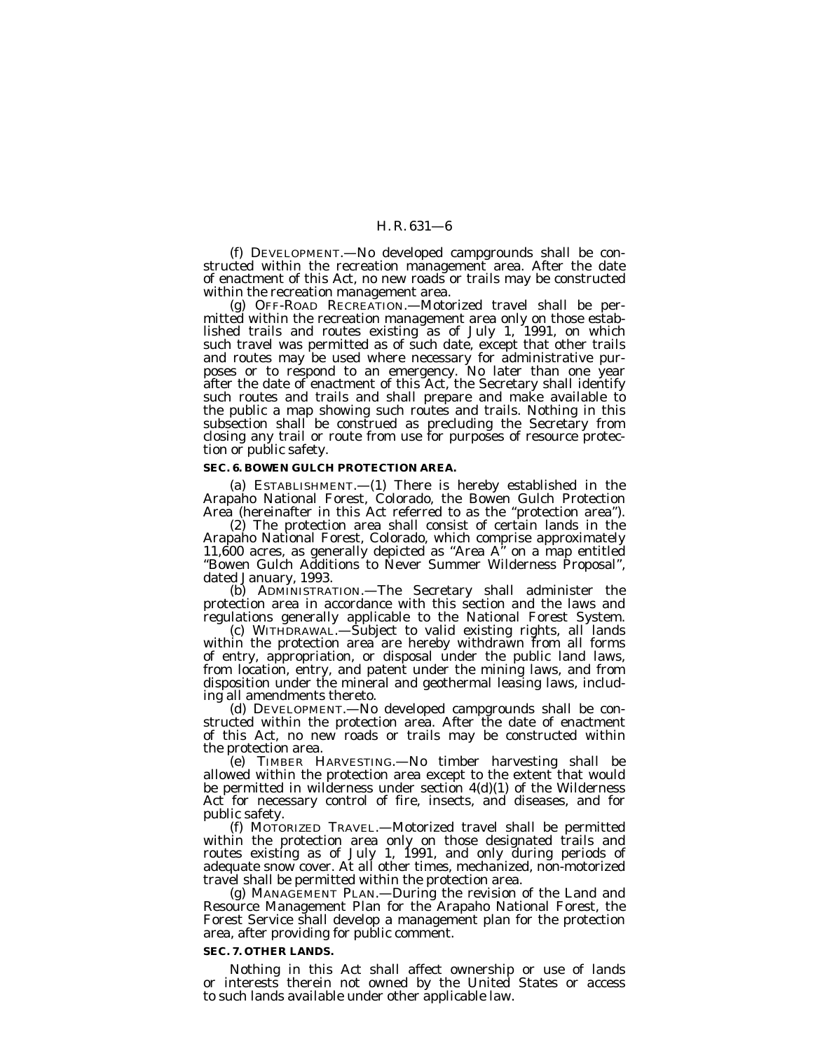(f) DEVELOPMENT.—No developed campgrounds shall be constructed within the recreation management area. After the date of enactment of this Act, no new roads or trails may be constructed within the recreation management area.

(g) OFF-ROAD RECREATION.—Motorized travel shall be permitted within the recreation management area only on those established trails and routes existing as of July 1, 1991, on which such travel was permitted as of such date, except that other trails and routes may be used where necessary for administrative purposes or to respond to an emergency. No later than one year after the date of enactment of this Act, the Secretary shall identify such routes and trails and shall prepare and make available to the public a map showing such routes and trails. Nothing in this subsection shall be construed as precluding the Secretary from closing any trail or route from use for purposes of resource protection or public safety.

**SEC. 6. BOWEN GULCH PROTECTION AREA.**

(a) ESTABLISHMENT.—(1) There is hereby established in the Arapaho National Forest, Colorado, the Bowen Gulch Protection Area (hereinafter in this Act referred to as the "protection area").

(2) The protection area shall consist of certain lands in the Arapaho National Forest, Colorado, which comprise approximately 11,600 acres, as generally depicted as "Area A" on a map entitled "Bowen Gulch Additions to Never Summer Wilderness Proposal", dated January, 1993.

(b) ADMINISTRATION.—The Secretary shall administer the protection area in accordance with this section and the laws and regulations generally applicable to the National Forest System.

(c) WITHDRAWAL.—Subject to valid existing rights, all lands within the protection area are hereby withdrawn from all forms of entry, appropriation, or disposal under the public land laws, from location, entry, and patent under the mining laws, and from disposition under the mineral and geothermal leasing laws, including all amendments thereto.

(d) DEVELOPMENT.—No developed campgrounds shall be constructed within the protection area. After the date of enactment of this Act, no new roads or trails may be constructed within the protection area.

(e) TIMBER HARVESTING.—No timber harvesting shall be allowed within the protection area except to the extent that would be permitted in wilderness under section 4(d)(1) of the Wilderness Act for necessary control of fire, insects, and diseases, and for public safety.

(f) MOTORIZED TRAVEL.—Motorized travel shall be permitted within the protection area only on those designated trails and routes existing as of July 1, 1991, and only during periods of adequate snow cover. At all other times, mechanized, non-motorized travel shall be permitted within the protection area.

(g) MANAGEMENT PLAN.—During the revision of the Land and Resource Management Plan for the Arapaho National Forest, the Forest Service shall develop a management plan for the protection area, after providing for public comment.

**SEC. 7. OTHER LANDS.**

Nothing in this Act shall affect ownership or use of lands or interests therein not owned by the United States or access to such lands available under other applicable law.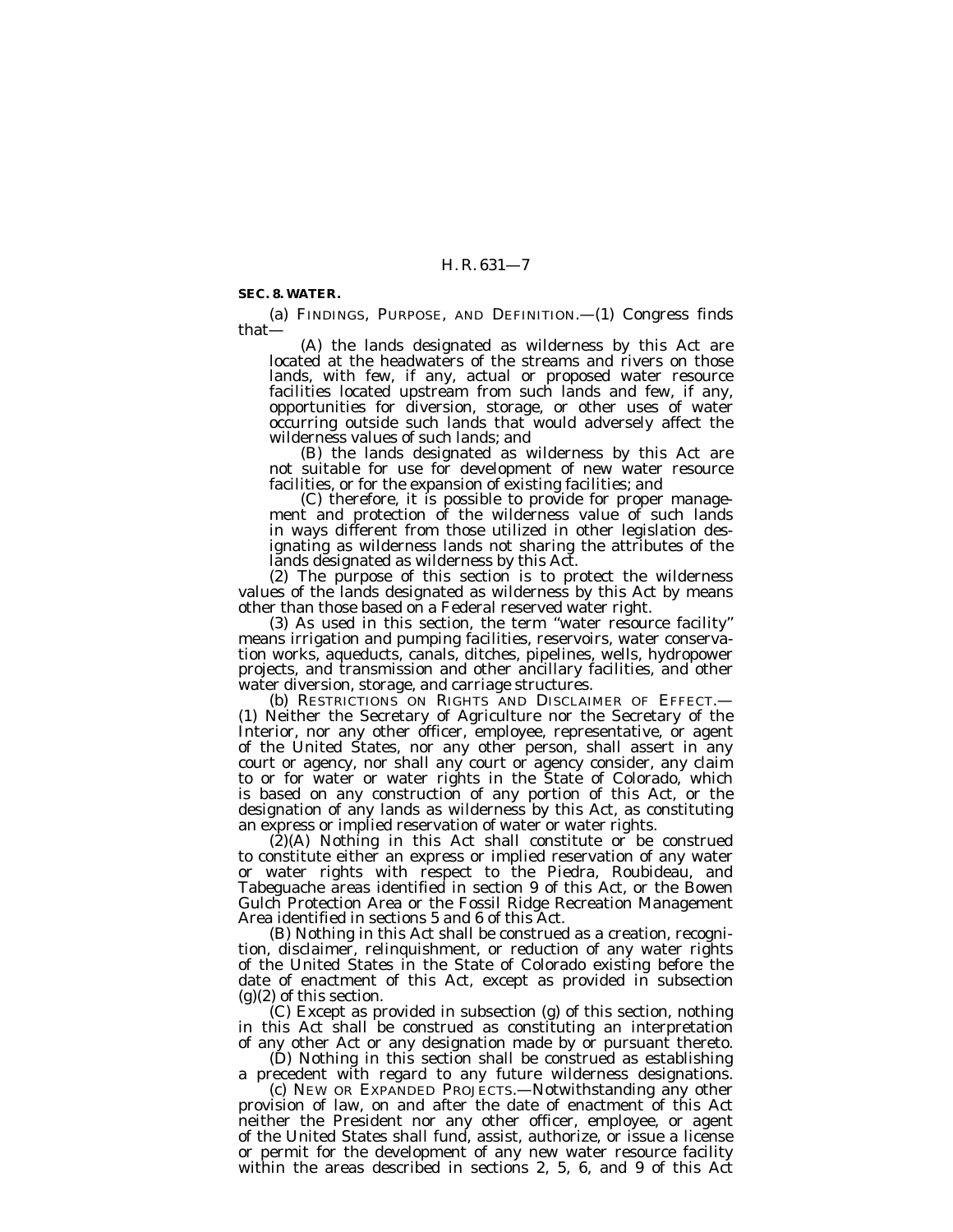**SEC. 8. WATER.**

(a) FINDINGS, PURPOSE, AND DEFINITION.—(1) Congress finds that—

(A) the lands designated as wilderness by this Act are located at the headwaters of the streams and rivers on those lands, with few, if any, actual or proposed water resource facilities located upstream from such lands and few, if any, opportunities for diversion, storage, or other uses of water occurring outside such lands that would adversely affect the wilderness values of such lands; and

(B) the lands designated as wilderness by this Act are not suitable for use for development of new water resource facilities, or for the expansion of existing facilities; and

(C) therefore, it is possible to provide for proper management and protection of the wilderness value of such lands in ways different from those utilized in other legislation designating as wilderness lands not sharing the attributes of the lands designated as wilderness by this Act.

(2) The purpose of this section is to protect the wilderness values of the lands designated as wilderness by this Act by means other than those based on a Federal reserved water right.

(3) As used in this section, the term "water resource facility" means irrigation and pumping facilities, reservoirs, water conservation works, aqueducts, canals, ditches, pipelines, wells, hydropower projects, and transmission and other ancillary facilities, and other water diversion, storage, and carriage structures.

(b) RESTRICTIONS ON RIGHTS AND DISCLAIMER OF EFFECT.—(1) Neither the Secretary of Agriculture nor the Secretary of the Interior, nor any other officer, employee, representative, or agent of the United States, nor any other person, shall assert in any court or agency, nor shall any court or agency consider, any claim to or for water or water rights in the State of Colorado, which is based on any construction of any portion of this Act, or the designation of any lands as wilderness by this Act, as constituting an express or implied reservation of water or water rights.

(2)(A) Nothing in this Act shall constitute or be construed to constitute either an express or implied reservation of any water or water rights with respect to the Piedra, Roubideau, and Tabeguache areas identified in section 9 of this Act, or the Bowen Gulch Protection Area or the Fossil Ridge Recreation Management Area identified in sections 5 and 6 of this Act.

(B) Nothing in this Act shall be construed as a creation, recognition, disclaimer, relinquishment, or reduction of any water rights of the United States in the State of Colorado existing before the date of enactment of this Act, except as provided in subsection (g)(2) of this section.

(C) Except as provided in subsection (g) of this section, nothing in this Act shall be construed as constituting an interpretation of any other Act or any designation made by or pursuant thereto.

(D) Nothing in this section shall be construed as establishing a precedent with regard to any future wilderness designations.

(c) NEW OR EXPANDED PROJECTS.—Notwithstanding any other provision of law, on and after the date of enactment of this Act neither the President nor any other officer, employee, or agent of the United States shall fund, assist, authorize, or issue a license or permit for the development of any new water resource facility within the areas described in sections 2, 5, 6, and 9 of this Act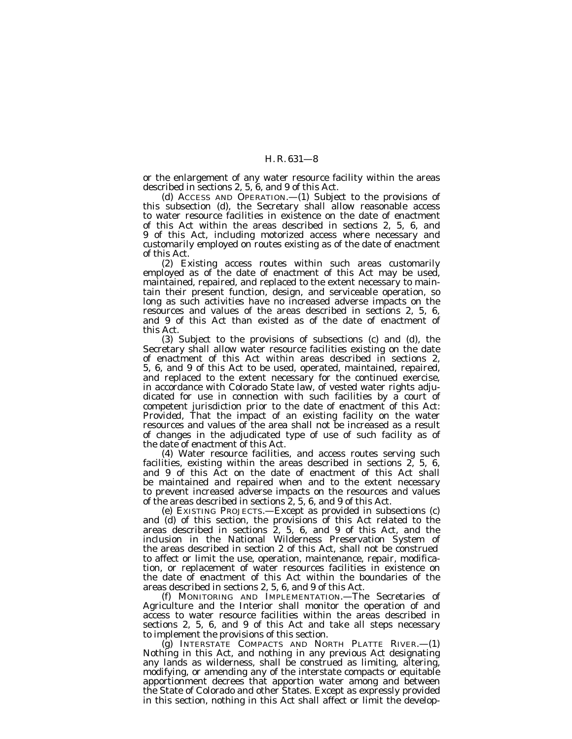or the enlargement of any water resource facility within the areas described in sections 2, 5, 6, and 9 of this Act.

(d) ACCESS AND OPERATION.—(1) Subject to the provisions of this subsection (d), the Secretary shall allow reasonable access to water resource facilities in existence on the date of enactment of this Act within the areas described in sections 2, 5, 6, and 9 of this Act, including motorized access where necessary and customarily employed on routes existing as of the date of enactment of this Act.

(2) Existing access routes within such areas customarily employed as of the date of enactment of this Act may be used, maintained, repaired, and replaced to the extent necessary to maintain their present function, design, and serviceable operation, so long as such activities have no increased adverse impacts on the resources and values of the areas described in sections 2, 5, 6, and 9 of this Act than existed as of the date of enactment of this Act.

(3) Subject to the provisions of subsections (c) and (d), the Secretary shall allow water resource facilities existing on the date of enactment of this Act within areas described in sections 2, 5, 6, and 9 of this Act to be used, operated, maintained, repaired, and replaced to the extent necessary for the continued exercise, in accordance with Colorado State law, of vested water rights adjudicated for use in connection with such facilities by a court of competent jurisdiction prior to the date of enactment of this Act: *Provided*, That the impact of an existing facility on the water resources and values of the area shall not be increased as a result of changes in the adjudicated type of use of such facility as of the date of enactment of this Act.

(4) Water resource facilities, and access routes serving such facilities, existing within the areas described in sections 2, 5, 6, and 9 of this Act on the date of enactment of this Act shall be maintained and repaired when and to the extent necessary to prevent increased adverse impacts on the resources and values of the areas described in sections 2, 5, 6, and 9 of this Act.

(e) EXISTING PROJECTS.—Except as provided in subsections (c) and (d) of this section, the provisions of this Act related to the areas described in sections 2, 5, 6, and 9 of this Act, and the inclusion in the National Wilderness Preservation System of the areas described in section 2 of this Act, shall not be construed to affect or limit the use, operation, maintenance, repair, modification, or replacement of water resources facilities in existence on the date of enactment of this Act within the boundaries of the areas described in sections 2, 5, 6, and 9 of this Act.

(f) MONITORING AND IMPLEMENTATION.—The Secretaries of Agriculture and the Interior shall monitor the operation of and access to water resource facilities within the areas described in sections 2, 5, 6, and 9 of this Act and take all steps necessary to implement the provisions of this section.

(g) INTERSTATE COMPACTS AND NORTH PLATTE RIVER.—(1) Nothing in this Act, and nothing in any previous Act designating any lands as wilderness, shall be construed as limiting, altering, modifying, or amending any of the interstate compacts or equitable apportionment decrees that apportion water among and between the State of Colorado and other States. Except as expressly provided in this section, nothing in this Act shall affect or limit the develop-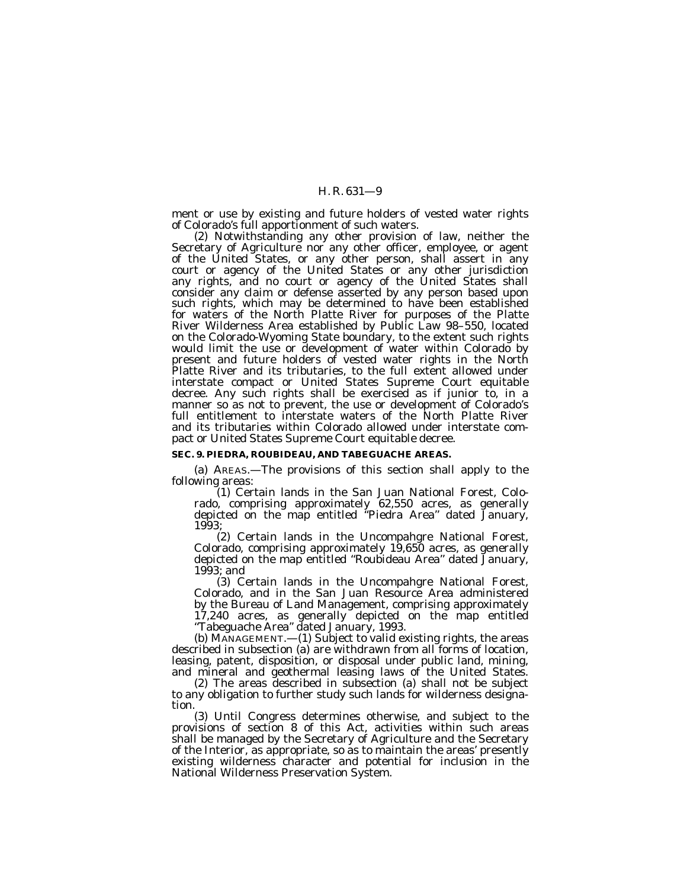ment or use by existing and future holders of vested water rights of Colorado's full apportionment of such waters.

(2) Notwithstanding any other provision of law, neither the Secretary of Agriculture nor any other officer, employee, or agent of the United States, or any other person, shall assert in any court or agency of the United States or any other jurisdiction any rights, and no court or agency of the United States shall consider any claim or defense asserted by any person based upon such rights, which may be determined to have been established for waters of the North Platte River for purposes of the Platte River Wilderness Area established by Public Law 98–550, located on the Colorado-Wyoming State boundary, to the extent such rights would limit the use or development of water within Colorado by present and future holders of vested water rights in the North Platte River and its tributaries, to the full extent allowed under interstate compact or United States Supreme Court equitable decree. Any such rights shall be exercised as if junior to, in a manner so as not to prevent, the use or development of Colorado's full entitlement to interstate waters of the North Platte River and its tributaries within Colorado allowed under interstate compact or United States Supreme Court equitable decree.

**SEC. 9. PIEDRA, ROUBIDEAU, AND TABEGUACHE AREAS.**

(a) AREAS.—The provisions of this section shall apply to the following areas:

(1) Certain lands in the San Juan National Forest, Colorado, comprising approximately 62,550 acres, as generally depicted on the map entitled "Piedra Area" dated January, 1993;

(2) Certain lands in the Uncompahgre National Forest, Colorado, comprising approximately 19,650 acres, as generally depicted on the map entitled "Roubideau Area" dated January, 1993; and

(3) Certain lands in the Uncompahgre National Forest, Colorado, and in the San Juan Resource Area administered by the Bureau of Land Management, comprising approximately 17,240 acres, as generally depicted on the map entitled "Tabeguache Area" dated January, 1993.

(b) MANAGEMENT.—(1) Subject to valid existing rights, the areas described in subsection (a) are withdrawn from all forms of location, leasing, patent, disposition, or disposal under public land, mining, and mineral and geothermal leasing laws of the United States.

(2) The areas described in subsection (a) shall not be subject to any obligation to further study such lands for wilderness designation.

(3) Until Congress determines otherwise, and subject to the provisions of section 8 of this Act, activities within such areas shall be managed by the Secretary of Agriculture and the Secretary of the Interior, as appropriate, so as to maintain the areas' presently existing wilderness character and potential for inclusion in the National Wilderness Preservation System.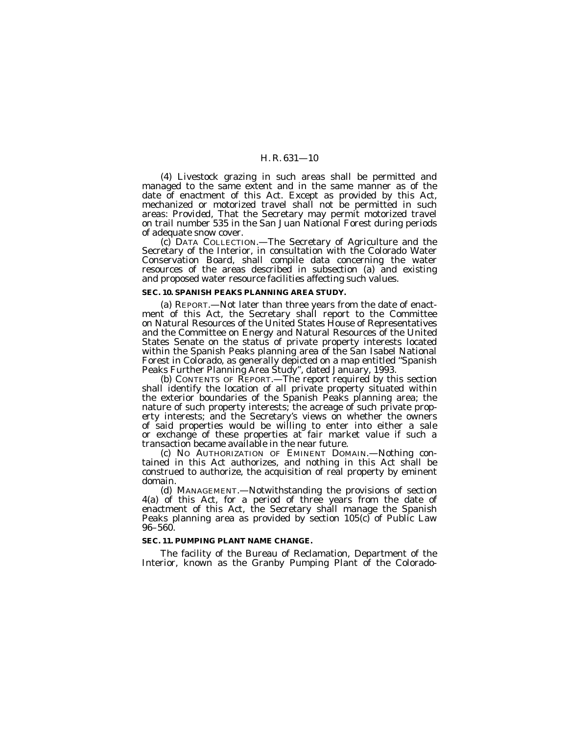(4) Livestock grazing in such areas shall be permitted and managed to the same extent and in the same manner as of the date of enactment of this Act. Except as provided by this Act, mechanized or motorized travel shall not be permitted in such areas: *Provided*, That the Secretary may permit motorized travel on trail number 535 in the San Juan National Forest during periods of adequate snow cover.

(c) DATA COLLECTION.—The Secretary of Agriculture and the Secretary of the Interior, in consultation with the Colorado Water Conservation Board, shall compile data concerning the water resources of the areas described in subsection (a) and existing and proposed water resource facilities affecting such values.

**SEC. 10. SPANISH PEAKS PLANNING AREA STUDY.**

(a) REPORT.—Not later than three years from the date of enactment of this Act, the Secretary shall report to the Committee on Natural Resources of the United States House of Representatives and the Committee on Energy and Natural Resources of the United States Senate on the status of private property interests located within the Spanish Peaks planning area of the San Isabel National Forest in Colorado, as generally depicted on a map entitled "Spanish Peaks Further Planning Area Study", dated January, 1993.

(b) CONTENTS OF REPORT.—The report required by this section shall identify the location of all private property situated within the exterior boundaries of the Spanish Peaks planning area; the nature of such property interests; the acreage of such private property interests; and the Secretary's views on whether the owners of said properties would be willing to enter into either a sale or exchange of these properties at fair market value if such a transaction became available in the near future.

(c) NO AUTHORIZATION OF EMINENT DOMAIN.—Nothing contained in this Act authorizes, and nothing in this Act shall be construed to authorize, the acquisition of real property by eminent domain.

(d) MANAGEMENT.—Notwithstanding the provisions of section 4(a) of this Act, for a period of three years from the date of enactment of this Act, the Secretary shall manage the Spanish Peaks planning area as provided by section 105(c) of Public Law 96–560.

**SEC. 11. PUMPING PLANT NAME CHANGE.**

The facility of the Bureau of Reclamation, Department of the Interior, known as the Granby Pumping Plant of the Colorado-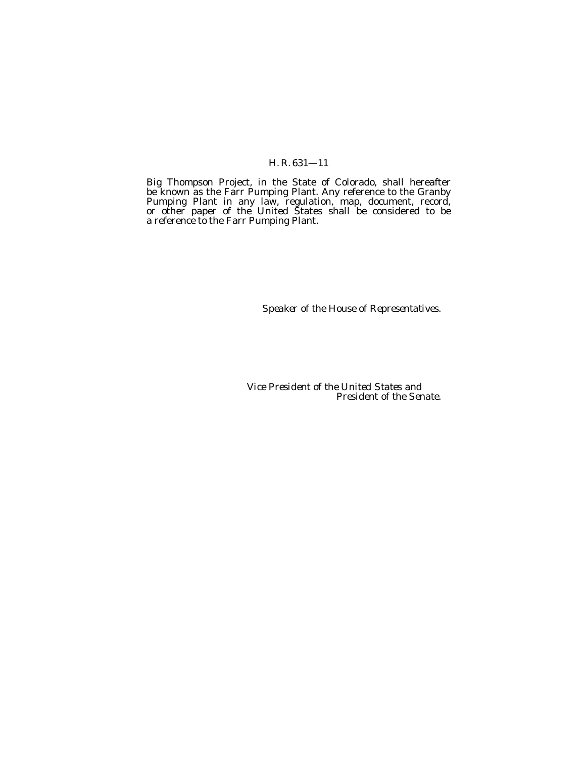Big Thompson Project, in the State of Colorado, shall hereafter be known as the Farr Pumping Plant. Any reference to the Granby Pumping Plant in any law, regulation, map, document, record, or other paper of the United States shall be considered to be a reference to the Farr Pumping Plant.

*Speaker of the House of Representatives.*

*Vice President of the United States and President of the Senate.*